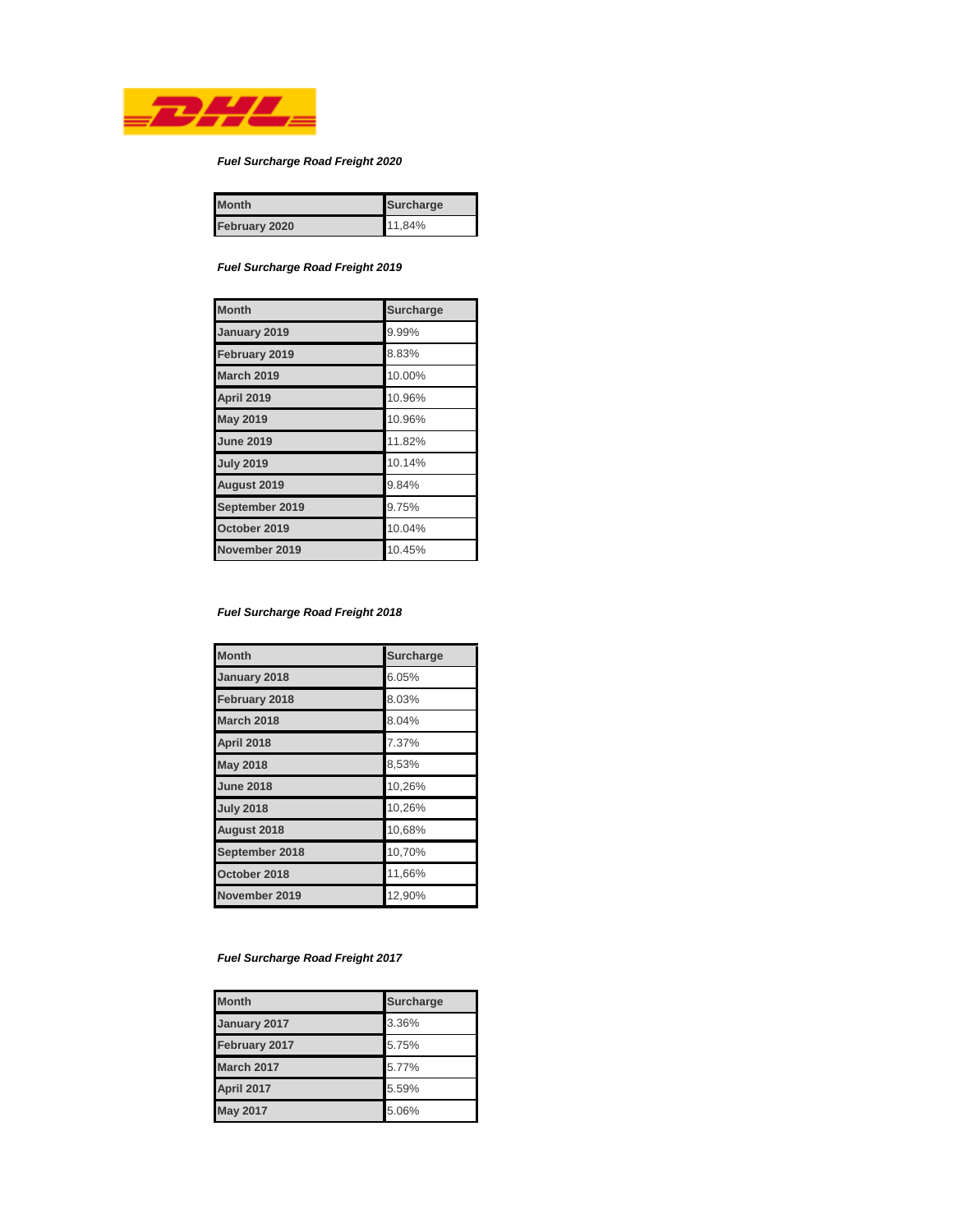*Fuel Surcharge Road Freight 2020*

| Month | Surcharge |
|---|---|
| February 2020 | 11,84% |

*Fuel Surcharge Road Freight 2019*

| Month | Surcharge |
|---|---|
| January 2019 | 9.99% |
| February 2019 | 8.83% |
| March 2019 | 10.00% |
| April 2019 | 10.96% |
| May 2019 | 10.96% |
| June 2019 | 11.82% |
| July 2019 | 10.14% |
| August 2019 | 9.84% |
| September 2019 | 9.75% |
| October 2019 | 10.04% |
| November 2019 | 10.45% |

*Fuel Surcharge Road Freight 2018*

| Month | Surcharge |
|---|---|
| January 2018 | 6.05% |
| February 2018 | 8.03% |
| March 2018 | 8.04% |
| April 2018 | 7.37% |
| May 2018 | 8,53% |
| June 2018 | 10,26% |
| July 2018 | 10,26% |
| August 2018 | 10,68% |
| September 2018 | 10,70% |
| October 2018 | 11,66% |
| November 2019 | 12,90% |

*Fuel Surcharge Road Freight 2017*

| Month | Surcharge |
|---|---|
| January 2017 | 3.36% |
| February 2017 | 5.75% |
| March 2017 | 5.77% |
| April 2017 | 5.59% |
| May 2017 | 5.06% |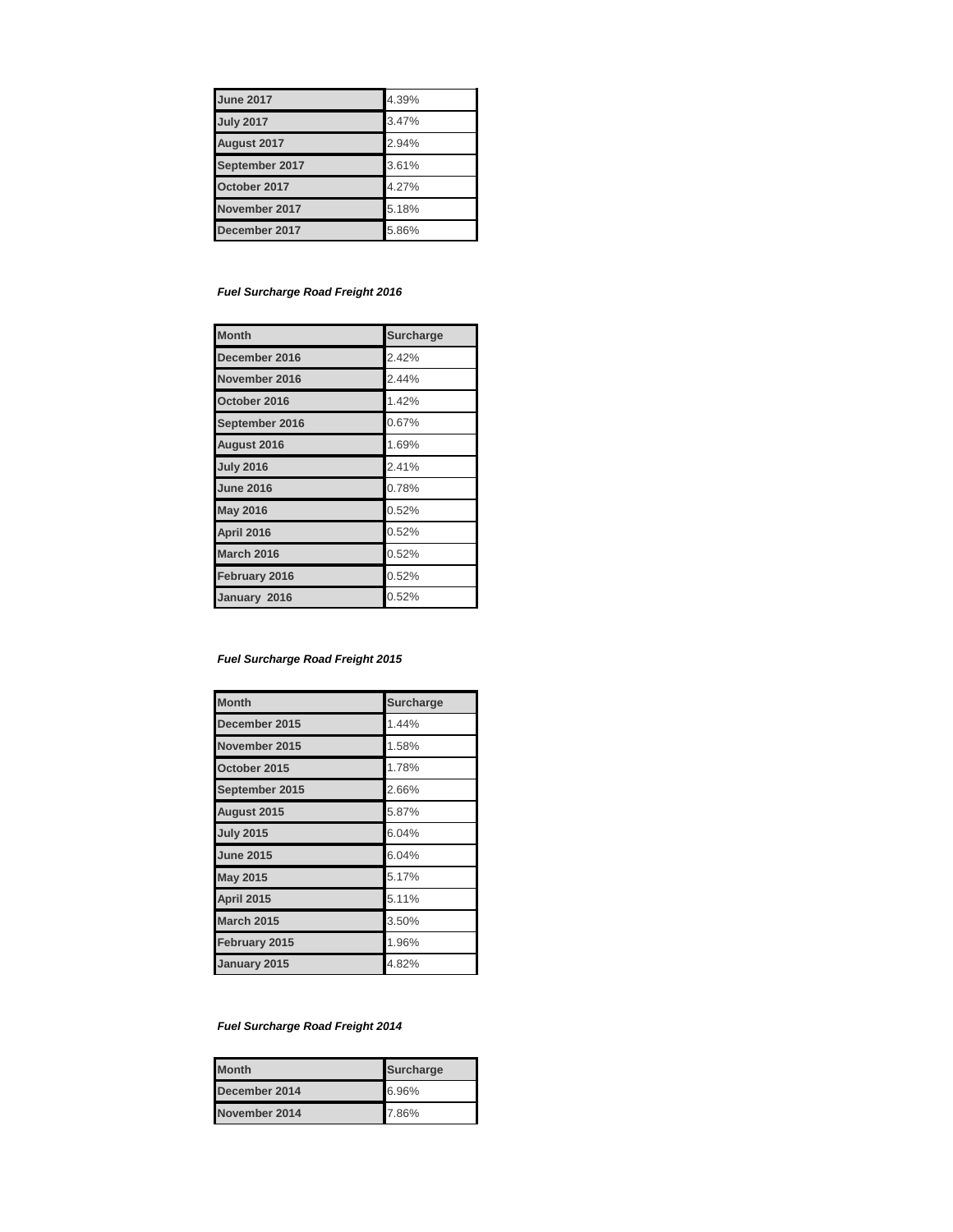| | |
|---|---|
| **June 2017** | 4.39% |
| **July 2017** | 3.47% |
| **August 2017** | 2.94% |
| **September 2017** | 3.61% |
| **October 2017** | 4.27% |
| **November 2017** | 5.18% |
| **December 2017** | 5.86% |

***Fuel Surcharge Road Freight 2016***

| Month | Surcharge |
|---|---|
| **December 2016** | 2.42% |
| **November 2016** | 2.44% |
| **October 2016** | 1.42% |
| **September 2016** | 0.67% |
| **August 2016** | 1.69% |
| **July 2016** | 2.41% |
| **June 2016** | 0.78% |
| **May 2016** | 0.52% |
| **April 2016** | 0.52% |
| **March 2016** | 0.52% |
| **February 2016** | 0.52% |
| **January 2016** | 0.52% |

***Fuel Surcharge Road Freight 2015***

| Month | Surcharge |
|---|---|
| **December 2015** | 1.44% |
| **November 2015** | 1.58% |
| **October 2015** | 1.78% |
| **September 2015** | 2.66% |
| **August 2015** | 5.87% |
| **July 2015** | 6.04% |
| **June 2015** | 6.04% |
| **May 2015** | 5.17% |
| **April 2015** | 5.11% |
| **March 2015** | 3.50% |
| **February 2015** | 1.96% |
| **January 2015** | 4.82% |

***Fuel Surcharge Road Freight 2014***

| Month | Surcharge |
|---|---|
| **December 2014** | 6.96% |
| **November 2014** | 7.86% |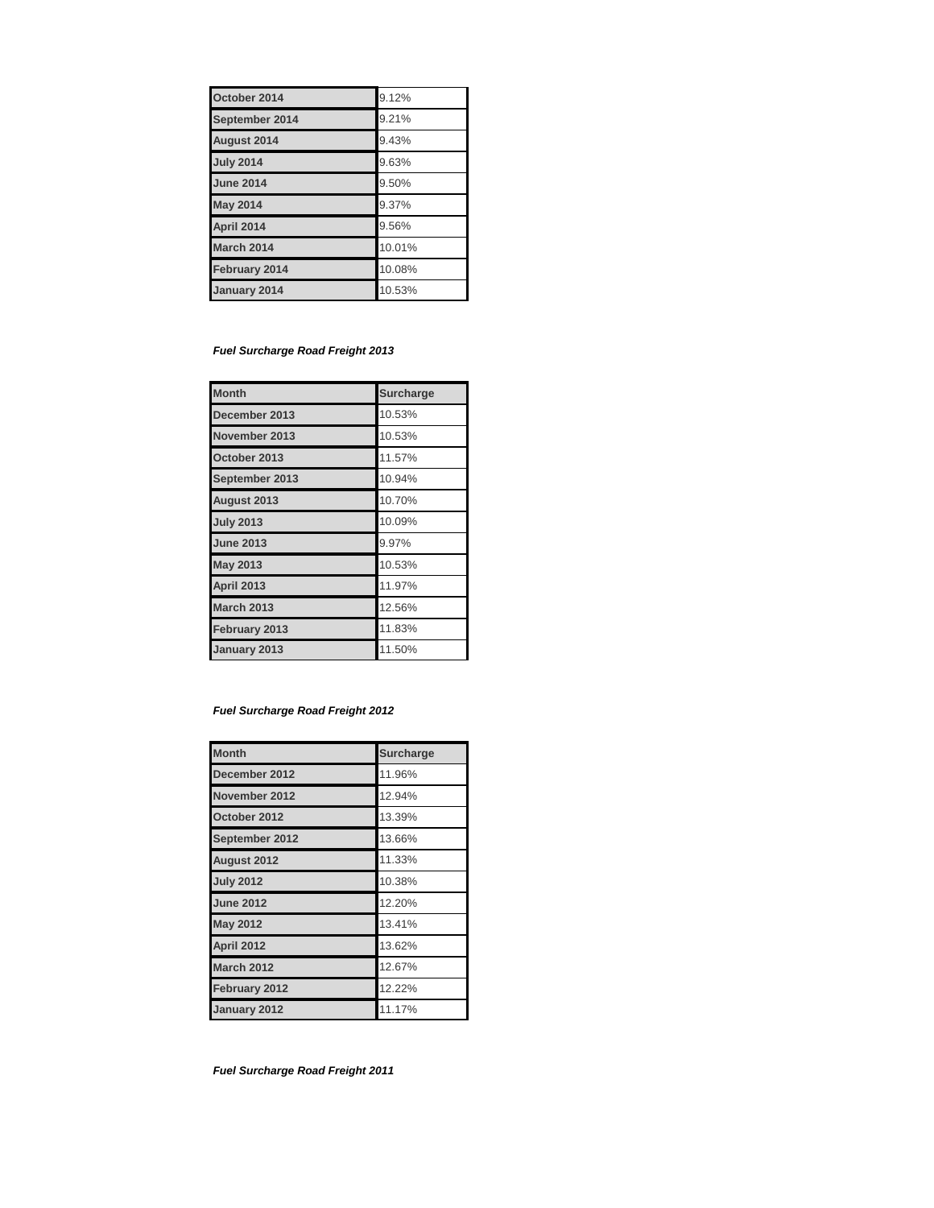| October 2014 | 9.12% |
| --- | --- |
| September 2014 | 9.21% |
| August 2014 | 9.43% |
| July 2014 | 9.63% |
| June 2014 | 9.50% |
| May 2014 | 9.37% |
| April 2014 | 9.56% |
| March 2014 | 10.01% |
| February 2014 | 10.08% |
| January 2014 | 10.53% |

***Fuel Surcharge Road Freight 2013***

| Month | Surcharge |
| --- | --- |
| December 2013 | 10.53% |
| November 2013 | 10.53% |
| October 2013 | 11.57% |
| September 2013 | 10.94% |
| August 2013 | 10.70% |
| July 2013 | 10.09% |
| June 2013 | 9.97% |
| May 2013 | 10.53% |
| April 2013 | 11.97% |
| March 2013 | 12.56% |
| February 2013 | 11.83% |
| January 2013 | 11.50% |

***Fuel Surcharge Road Freight 2012***

| Month | Surcharge |
| --- | --- |
| December 2012 | 11.96% |
| November 2012 | 12.94% |
| October 2012 | 13.39% |
| September 2012 | 13.66% |
| August 2012 | 11.33% |
| July 2012 | 10.38% |
| June 2012 | 12.20% |
| May 2012 | 13.41% |
| April 2012 | 13.62% |
| March 2012 | 12.67% |
| February 2012 | 12.22% |
| January 2012 | 11.17% |

***Fuel Surcharge Road Freight 2011***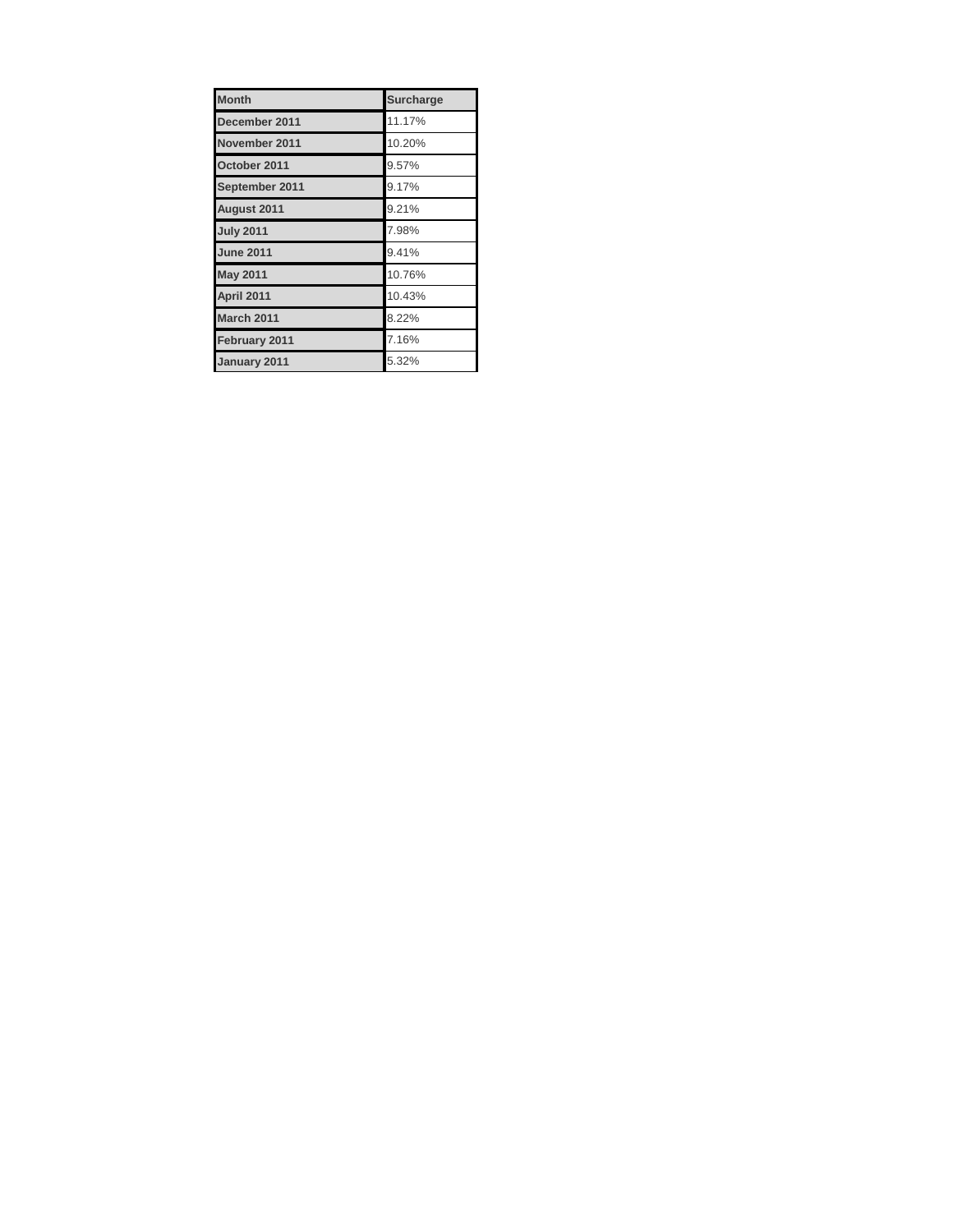| Month | Surcharge |
| --- | --- |
| **December 2011** | 11.17% |
| **November 2011** | 10.20% |
| **October 2011** | 9.57% |
| **September 2011** | 9.17% |
| **August 2011** | 9.21% |
| **July 2011** | 7.98% |
| **June 2011** | 9.41% |
| **May 2011** | 10.76% |
| **April 2011** | 10.43% |
| **March 2011** | 8.22% |
| **February 2011** | 7.16% |
| **January 2011** | 5.32% |